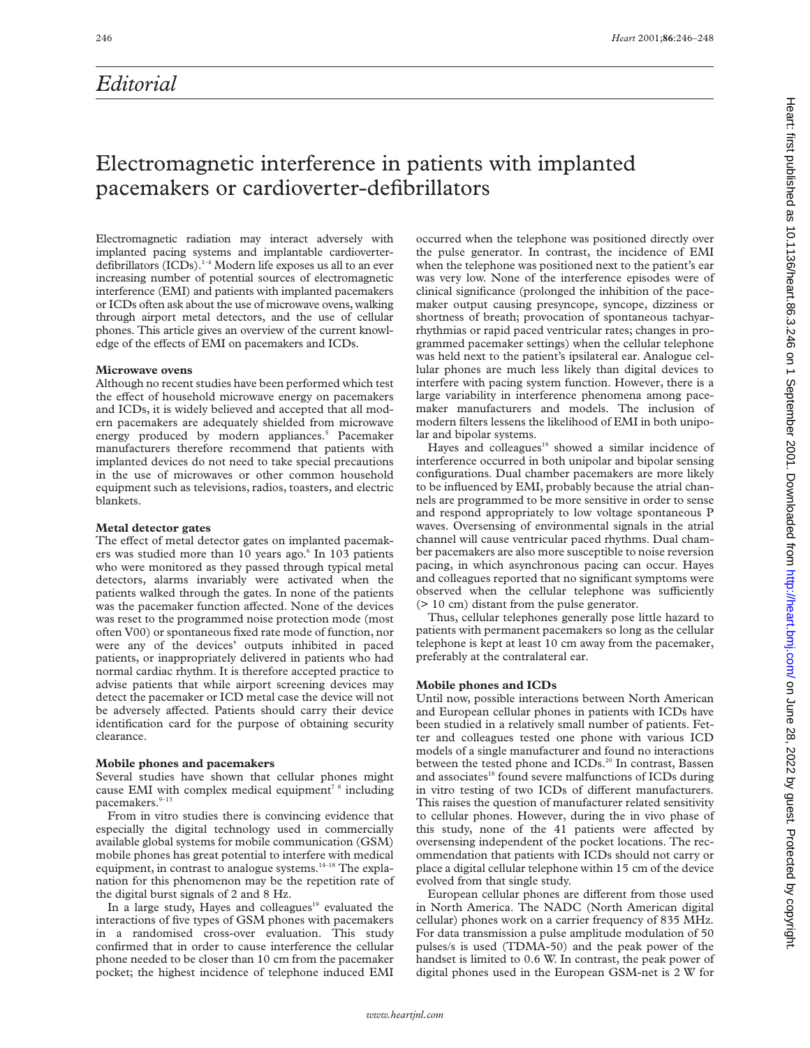# Editorial

## Electromagnetic interference in patients with implanted pacemakers or cardioverter-defibrillators

Electromagnetic radiation may interact adversely with implanted pacing systems and implantable cardioverter-defibrillators (ICDs).[1–4] Modern life exposes us all to an ever increasing number of potential sources of electromagnetic interference (EMI) and patients with implanted pacemakers or ICDs often ask about the use of microwave ovens, walking through airport metal detectors, and the use of cellular phones. This article gives an overview of the current knowledge of the effects of EMI on pacemakers and ICDs.

### Microwave ovens

Although no recent studies have been performed which test the effect of household microwave energy on pacemakers and ICDs, it is widely believed and accepted that all modern pacemakers are adequately shielded from microwave energy produced by modern appliances.[5] Pacemaker manufacturers therefore recommend that patients with implanted devices do not need to take special precautions in the use of microwaves or other common household equipment such as televisions, radios, toasters, and electric blankets.

### Metal detector gates

The effect of metal detector gates on implanted pacemakers was studied more than 10 years ago.[6] In 103 patients who were monitored as they passed through typical metal detectors, alarms invariably were activated when the patients walked through the gates. In none of the patients was the pacemaker function affected. None of the devices was reset to the programmed noise protection mode (most often V00) or spontaneous fixed rate mode of function, nor were any of the devices' outputs inhibited in paced patients, or inappropriately delivered in patients who had normal cardiac rhythm. It is therefore accepted practice to advise patients that while airport screening devices may detect the pacemaker or ICD metal case the device will not be adversely affected. Patients should carry their device identification card for the purpose of obtaining security clearance.

### Mobile phones and pacemakers

Several studies have shown that cellular phones might cause EMI with complex medical equipment[7,8] including pacemakers.[9–13]

From in vitro studies there is convincing evidence that especially the digital technology used in commercially available global systems for mobile communication (GSM) mobile phones has great potential to interfere with medical equipment, in contrast to analogue systems.[14–18] The explanation for this phenomenon may be the repetition rate of the digital burst signals of 2 and 8 Hz.

In a large study, Hayes and colleagues[19] evaluated the interactions of five types of GSM phones with pacemakers in a randomised cross-over evaluation. This study confirmed that in order to cause interference the cellular phone needed to be closer than 10 cm from the pacemaker pocket; the highest incidence of telephone induced EMI occurred when the telephone was positioned directly over the pulse generator. In contrast, the incidence of EMI when the telephone was positioned next to the patient's ear was very low. None of the interference episodes were of clinical significance (prolonged the inhibition of the pacemaker output causing presyncope, syncope, dizziness or shortness of breath; provocation of spontaneous tachyarrhythmias or rapid paced ventricular rates; changes in programmed pacemaker settings) when the cellular telephone was held next to the patient's ipsilateral ear. Analogue cellular phones are much less likely than digital devices to interfere with pacing system function. However, there is a large variability in interference phenomena among pacemaker manufacturers and models. The inclusion of modern filters lessens the likelihood of EMI in both unipolar and bipolar systems.

Hayes and colleagues[19] showed a similar incidence of interference occurred in both unipolar and bipolar sensing configurations. Dual chamber pacemakers are more likely to be influenced by EMI, probably because the atrial channels are programmed to be more sensitive in order to sense and respond appropriately to low voltage spontaneous P waves. Oversensing of environmental signals in the atrial channel will cause ventricular paced rhythms. Dual chamber pacemakers are also more susceptible to noise reversion pacing, in which asynchronous pacing can occur. Hayes and colleagues reported that no significant symptoms were observed when the cellular telephone was sufficiently (> 10 cm) distant from the pulse generator.

Thus, cellular telephones generally pose little hazard to patients with permanent pacemakers so long as the cellular telephone is kept at least 10 cm away from the pacemaker, preferably at the contralateral ear.

### Mobile phones and ICDs

Until now, possible interactions between North American and European cellular phones in patients with ICDs have been studied in a relatively small number of patients. Fetter and colleagues tested one phone with various ICD models of a single manufacturer and found no interactions between the tested phone and ICDs.[20] In contrast, Bassen and associates[18] found severe malfunctions of ICDs during in vitro testing of two ICDs of different manufacturers. This raises the question of manufacturer related sensitivity to cellular phones. However, during the in vivo phase of this study, none of the 41 patients were affected by oversensing independent of the pocket locations. The recommendation that patients with ICDs should not carry or place a digital cellular telephone within 15 cm of the device evolved from that single study.

European cellular phones are different from those used in North America. The NADC (North American digital cellular) phones work on a carrier frequency of 835 MHz. For data transmission a pulse amplitude modulation of 50 pulses/s is used (TDMA-50) and the peak power of the handset is limited to 0.6 W. In contrast, the peak power of digital phones used in the European GSM-net is 2 W for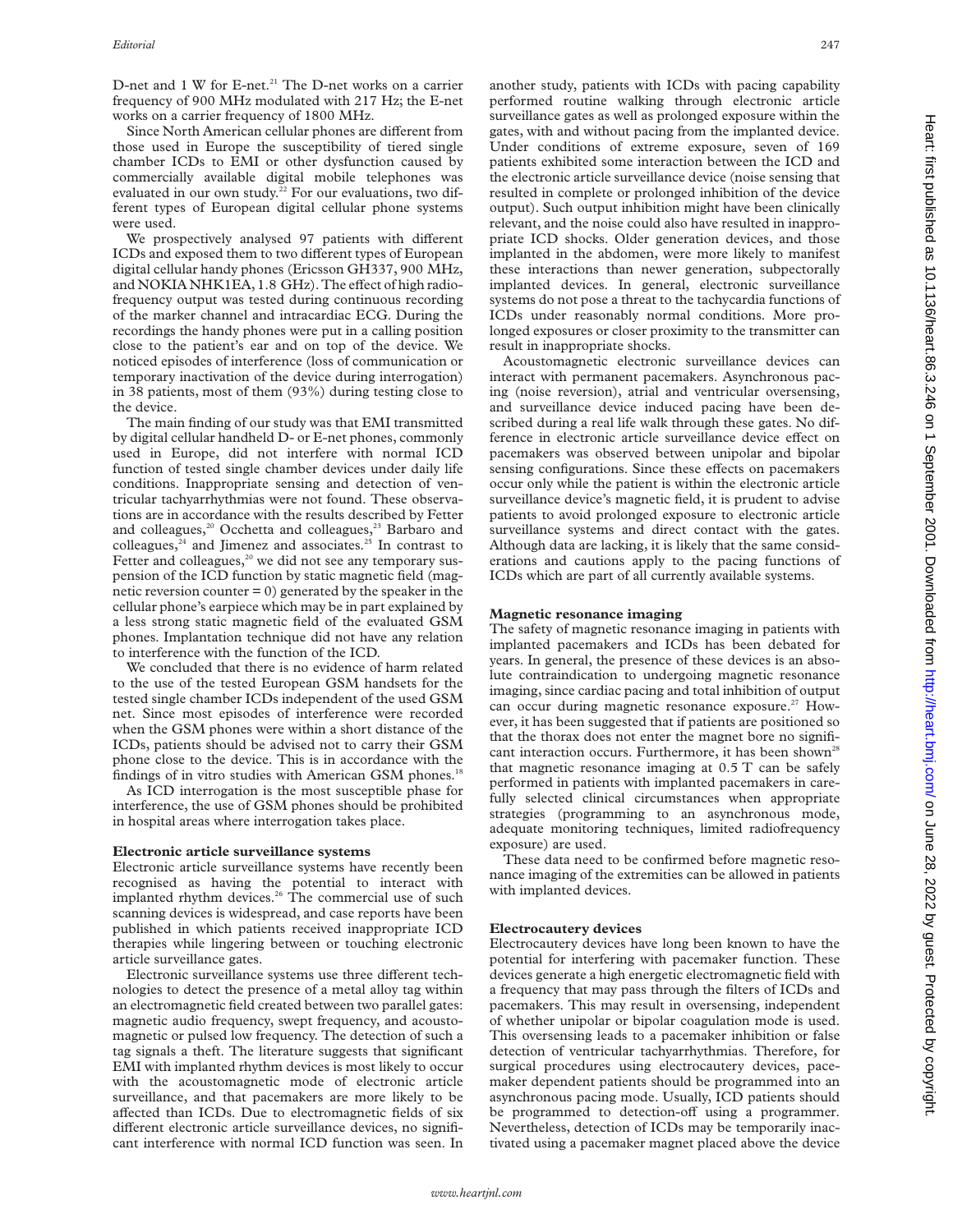D-net and 1 W for E-net.[21] The D-net works on a carrier frequency of 900 MHz modulated with 217 Hz; the E-net works on a carrier frequency of 1800 MHz.

Since North American cellular phones are different from those used in Europe the susceptibility of tiered single chamber ICDs to EMI or other dysfunction caused by commercially available digital mobile telephones was evaluated in our own study.[22] For our evaluations, two different types of European digital cellular phone systems were used.

We prospectively analysed 97 patients with different ICDs and exposed them to two different types of European digital cellular handy phones (Ericsson GH337, 900 MHz, and NOKIA NHK1EA, 1.8 GHz). The effect of high radiofrequency output was tested during continuous recording of the marker channel and intracardiac ECG. During the recordings the handy phones were put in a calling position close to the patient's ear and on top of the device. We noticed episodes of interference (loss of communication or temporary inactivation of the device during interrogation) in 38 patients, most of them (93%) during testing close to the device.

The main finding of our study was that EMI transmitted by digital cellular handheld D- or E-net phones, commonly used in Europe, did not interfere with normal ICD function of tested single chamber devices under daily life conditions. Inappropriate sensing and detection of ventricular tachyarrhythmias were not found. These observations are in accordance with the results described by Fetter and colleagues,[20] Occhetta and colleagues,[23] Barbaro and colleagues,[24] and Jimenez and associates.[25] In contrast to Fetter and colleagues,[20] we did not see any temporary suspension of the ICD function by static magnetic field (magnetic reversion counter = 0) generated by the speaker in the cellular phone's earpiece which may be in part explained by a less strong static magnetic field of the evaluated GSM phones. Implantation technique did not have any relation to interference with the function of the ICD.

We concluded that there is no evidence of harm related to the use of the tested European GSM handsets for the tested single chamber ICDs independent of the used GSM net. Since most episodes of interference were recorded when the GSM phones were within a short distance of the ICDs, patients should be advised not to carry their GSM phone close to the device. This is in accordance with the findings of in vitro studies with American GSM phones.[18]

As ICD interrogation is the most susceptible phase for interference, the use of GSM phones should be prohibited in hospital areas where interrogation takes place.

### Electronic article surveillance systems

Electronic article surveillance systems have recently been recognised as having the potential to interact with implanted rhythm devices.[26] The commercial use of such scanning devices is widespread, and case reports have been published in which patients received inappropriate ICD therapies while lingering between or touching electronic article surveillance gates.

Electronic surveillance systems use three different technologies to detect the presence of a metal alloy tag within an electromagnetic field created between two parallel gates: magnetic audio frequency, swept frequency, and acoustomagnetic or pulsed low frequency. The detection of such a tag signals a theft. The literature suggests that significant EMI with implanted rhythm devices is most likely to occur with the acoustomagnetic mode of electronic article surveillance, and that pacemakers are more likely to be affected than ICDs. Due to electromagnetic fields of six different electronic article surveillance devices, no significant interference with normal ICD function was seen. In another study, patients with ICDs with pacing capability performed routine walking through electronic article surveillance gates as well as prolonged exposure within the gates, with and without pacing from the implanted device. Under conditions of extreme exposure, seven of 169 patients exhibited some interaction between the ICD and the electronic article surveillance device (noise sensing that resulted in complete or prolonged inhibition of the device output). Such output inhibition might have been clinically relevant, and the noise could also have resulted in inappropriate ICD shocks. Older generation devices, and those implanted in the abdomen, were more likely to manifest these interactions than newer generation, subpectorally implanted devices. In general, electronic surveillance systems do not pose a threat to the tachycardia functions of ICDs under reasonably normal conditions. More prolonged exposures or closer proximity to the transmitter can result in inappropriate shocks.

Acoustomagnetic electronic surveillance devices can interact with permanent pacemakers. Asynchronous pacing (noise reversion), atrial and ventricular oversensing, and surveillance device induced pacing have been described during a real life walk through these gates. No difference in electronic article surveillance device effect on pacemakers was observed between unipolar and bipolar sensing configurations. Since these effects on pacemakers occur only while the patient is within the electronic article surveillance device's magnetic field, it is prudent to advise patients to avoid prolonged exposure to electronic article surveillance systems and direct contact with the gates. Although data are lacking, it is likely that the same considerations and cautions apply to the pacing functions of ICDs which are part of all currently available systems.

### Magnetic resonance imaging

The safety of magnetic resonance imaging in patients with implanted pacemakers and ICDs has been debated for years. In general, the presence of these devices is an absolute contraindication to undergoing magnetic resonance imaging, since cardiac pacing and total inhibition of output can occur during magnetic resonance exposure.[27] However, it has been suggested that if patients are positioned so that the thorax does not enter the magnet bore no significant interaction occurs. Furthermore, it has been shown[28] that magnetic resonance imaging at 0.5 T can be safely performed in patients with implanted pacemakers in carefully selected clinical circumstances when appropriate strategies (programming to an asynchronous mode, adequate monitoring techniques, limited radiofrequency exposure) are used.

These data need to be confirmed before magnetic resonance imaging of the extremities can be allowed in patients with implanted devices.

### Electrocautery devices

Electrocautery devices have long been known to have the potential for interfering with pacemaker function. These devices generate a high energetic electromagnetic field with a frequency that may pass through the filters of ICDs and pacemakers. This may result in oversensing, independent of whether unipolar or bipolar coagulation mode is used. This oversensing leads to a pacemaker inhibition or false detection of ventricular tachyarrhythmias. Therefore, for surgical procedures using electrocautery devices, pacemaker dependent patients should be programmed into an asynchronous pacing mode. Usually, ICD patients should be programmed to detection-off using a programmer. Nevertheless, detection of ICDs may be temporarily inactivated using a pacemaker magnet placed above the device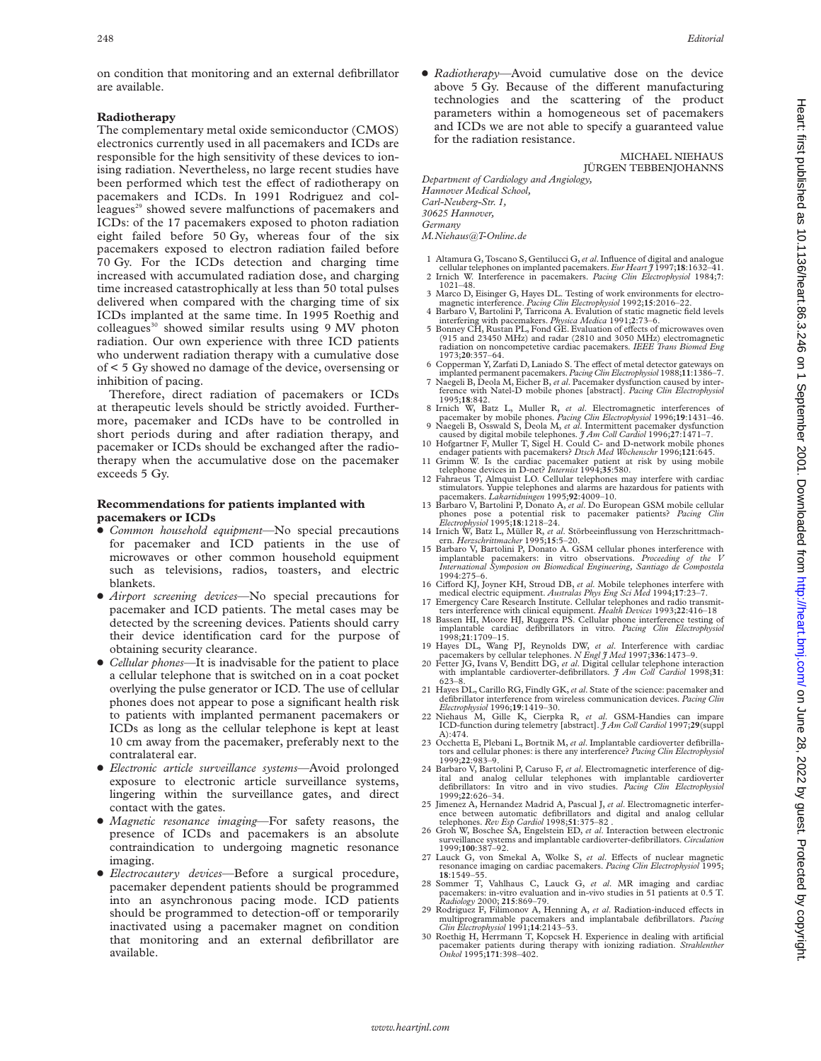on condition that monitoring and an external defibrillator are available.

### Radiotherapy

The complementary metal oxide semiconductor (CMOS) electronics currently used in all pacemakers and ICDs are responsible for the high sensitivity of these devices to ionising radiation. Nevertheless, no large recent studies have been performed which test the effect of radiotherapy on pacemakers and ICDs. In 1991 Rodriguez and colleagues[29] showed severe malfunctions of pacemakers and ICDs: of the 17 pacemakers exposed to photon radiation eight failed before 50 Gy, whereas four of the six pacemakers exposed to electron radiation failed before 70 Gy. For the ICDs detection and charging time increased with accumulated radiation dose, and charging time increased catastrophically at less than 50 total pulses delivered when compared with the charging time of six ICDs implanted at the same time. In 1995 Roethig and colleagues[30] showed similar results using 9 MV photon radiation. Our own experience with three ICD patients who underwent radiation therapy with a cumulative dose of < 5 Gy showed no damage of the device, oversensing or inhibition of pacing.

Therefore, direct radiation of pacemakers or ICDs at therapeutic levels should be strictly avoided. Furthermore, pacemaker and ICDs have to be controlled in short periods during and after radiation therapy, and pacemaker or ICDs should be exchanged after the radiotherapy when the accumulative dose on the pacemaker exceeds 5 Gy.

### Recommendations for patients implanted with pacemakers or ICDs

- *Common household equipment*—No special precautions for pacemaker and ICD patients in the use of microwaves or other common household equipment such as televisions, radios, toasters, and electric blankets.
- *Airport screening devices*—No special precautions for pacemaker and ICD patients. The metal cases may be detected by the screening devices. Patients should carry their device identification card for the purpose of obtaining security clearance.
- *Cellular phones*—It is inadvisable for the patient to place a cellular telephone that is switched on in a coat pocket overlying the pulse generator or ICD. The use of cellular phones does not appear to pose a significant health risk to patients with implanted permanent pacemakers or ICDs as long as the cellular telephone is kept at least 10 cm away from the pacemaker, preferably next to the contralateral ear.
- *Electronic article surveillance systems*—Avoid prolonged exposure to electronic article surveillance systems, lingering within the surveillance gates, and direct contact with the gates.
- *Magnetic resonance imaging*—For safety reasons, the presence of ICDs and pacemakers is an absolute contraindication to undergoing magnetic resonance imaging.
- *Electrocautery devices*—Before a surgical procedure, pacemaker dependent patients should be programmed into an asynchronous pacing mode. ICD patients should be programmed to detection-off or temporarily inactivated using a pacemaker magnet on condition that monitoring and an external defibrillator are available.
- *Radiotherapy*—Avoid cumulative dose on the device above 5 Gy. Because of the different manufacturing technologies and the scattering of the product parameters within a homogeneous set of pacemakers and ICDs we are not able to specify a guaranteed value for the radiation resistance.

MICHAEL NIEHAUS
JÜRGEN TEBBENJOHANNS

*Department of Cardiology and Angiology,*
*Hannover Medical School,*
*Carl-Neuberg-Str. 1,*
*30625 Hannover,*
*Germany*
*M.Niehaus@T-Online.de*

1 Altamura G, Toscano S, Gentilucci G, *et al*. Influence of digital and analogue cellular telephones on implanted pacemakers. *Eur Heart J* 1997;**18**:1632–41.
2 Irnich W. Interference in pacemakers. *Pacing Clin Electrophysiol* 1984;**7**:1021–48.
3 Marco D, Eisinger G, Hayes DL. Testing of work environments for electromagnetic interference. *Pacing Clin Electrophysiol* 1992;**15**:2016–22.
4 Barbaro V, Bartolini P, Tarricona A. Evalution of static magnetic field levels interfering with pacemakers. *Physica Medica* 1991;**2**:73–6.
5 Bonney CH, Rustan PL, Fond GE. Evaluation of effects of microwaves oven (915 and 23450 MHz) and radar (2810 and 3050 MHz) electromagnetic radiation on noncompetetive cardiac pacemakers. *IEEE Trans Biomed Eng* 1973;**20**:357–64.
6 Copperman Y, Zarfati D, Laniado S. The effect of metal detector gateways on implanted permanent pacemakers. *Pacing Clin Electrophysiol* 1988;**11**:1386–7.
7 Naegeli B, Deola M, Eicher B, *et al*. Pacemaker dysfunction caused by interference with Natel-D mobile phones [abstract]. *Pacing Clin Electrophysiol* 1995;**18**:842.
8 Irnich W, Batz L, Muller R, *et al*. Electromagnetic interferences of pacemaker by mobile phones. *Pacing Clin Electrophysiol* 1996;**19**:1431–46.
9 Naegeli B, Osswald S, Deola M, *et al*. Intermittent pacemaker dysfunction caused by digital mobile telephones. *J Am Coll Cardiol* 1996;**27**:1471–7.
10 Hofgartner F, Muller T, Sigel H. Could C- and D-network mobile phones endager patients with pacemakers? *Dtsch Med Wochenschr* 1996;**121**:645.
11 Grimm W. Is the cardiac pacemaker patient at risk by using mobile telephone devices in D-net? *Internist* 1994;**35**:580.
12 Fahraeus T, Almquist LO. Cellular telephones may interfere with cardiac stimulators. Yuppie telephones and alarms are hazardous for patients with pacemakers. *Lakartidningen* 1995;**92**:4009–10.
13 Barbaro V, Bartolini P, Donato A, *et al*. Do European GSM mobile cellular phones pose a potential risk to pacemaker patients? *Pacing Clin Electrophysiol* 1995;**18**:1218–24.
14 Irnich W, Batz L, Müller R, *et al*. Störbeeinflussung von Herzschrittmachern. *Herzschrittmacher* 1995;**15**:5–20.
15 Barbaro V, Bartolini P, Donato A. GSM cellular phones interference with implantable pacemakers: in vitro observations. *Proceeding of the V International Symposion on Biomedical Engineering, Santiago de Compostela* 1994:275–6.
16 Cifford KJ, Joyner KH, Stroud DB, *et al*. Mobile telephones interfere with medical electric equipment. *Australas Phys Eng Sci Med* 1994;**17**:23–7.
17 Emergency Care Research Institute. Cellular telephones and radio transmitters interference with clinical equipment. *Health Devices* 1993;**22**:416–18
18 Bassen HI, Moore HJ, Ruggera PS. Cellular phone interference testing of implantable cardiac defibrillators in vitro. *Pacing Clin Electrophysiol* 1998;**21**:1709–15.
19 Hayes DL, Wang PJ, Reynolds DW, *et al*. Interference with cardiac pacemakers by cellular telephones. *N Engl J Med* 1997;**336**:1473–9.
20 Fetter JG, Ivans V, Benditt DG, *et al*. Digital cellular telephone interaction with implantable cardioverter-defibrillators. *J Am Coll Cardiol* 1998;**31**:623–8.
21 Hayes DL, Carillo RG, Findly GK, *et al*. State of the science: pacemaker and defibrillator interference from wireless communication devices. *Pacing Clin Electrophysiol* 1996;**19**:1419–30.
22 Niehaus M, Gille K, Cierpka R, *et al*. GSM-Handies can impare ICD-function during telemetry [abstract]. *J Am Coll Cardiol* 1997;**29**(suppl A):474.
23 Occhetta E, Plebani L, Bortnik M, *et al*. Implantable cardioverter defibrillators and cellular phones: is there any interference? *Pacing Clin Electrophysiol* 1999;**22**:983–9.
24 Barbaro V, Bartolini P, Caruso F, *et al*. Electromagnetic interference of digital and analog cellular telephones with implantable cardioverter defibrillators: In vitro and in vivo studies. *Pacing Clin Electrophysiol* 1999;**22**:626–34.
25 Jimenez A, Hernandez Madrid A, Pascual J, *et al*. Electromagnetic interference between automatic defibrillators and digital and analog cellular telephones. *Rev Esp Cardiol* 1998;**51**:375–82 .
26 Groh W, Boschee SA, Engelstein ED, *et al*. Interaction between electronic surveillance systems and implantable cardioverter-defibrillators. *Circulation* 1999;**100**:387–92.
27 Lauck G, von Smekal A, Wolke S, *et al*. Effects of nuclear magnetic resonance imaging on cardiac pacemakers. *Pacing Clin Electrophysiol* 1995;**18**:1549–55.
28 Sommer T, Vahlhaus C, Lauck G, *et al*. MR imaging and cardiac pacemakers: in-vitro evaluation and in-vivo studies in 51 patients at 0.5 T. *Radiology* 2000; **215**:869–79.
29 Rodriguez F, Filimonov A, Henning A, *et al*. Radiation-induced effects in multiprogrammable pacemakers and implantabale defibrillators. *Pacing Clin Electrophysiol* 1991;**14**:2143–53.
30 Roethig H, Herrmann T, Kopcsek H. Experience in dealing with artificial pacemaker patients during therapy with ionizing radiation. *Strahlenther Onkol* 1995;**171**:398–402.